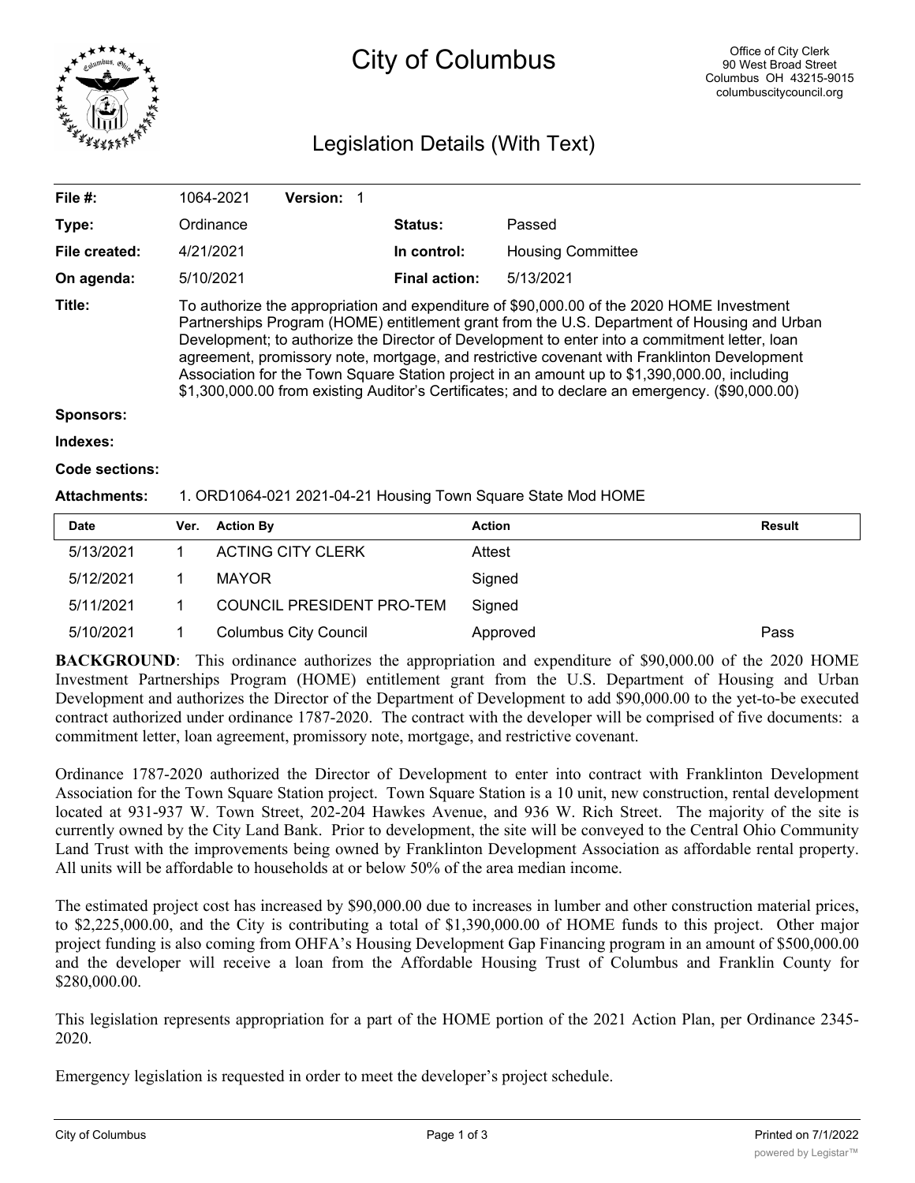# City of Columbus

Office of City Clerk
90 West Broad Street
Columbus OH 43215-9015
columbuscitycouncil.org

## Legislation Details (With Text)

| | | | |
|---|---|---|---|
| **File #:** | 1064-2021 **Version:** 1 | | |
| **Type:** | Ordinance | **Status:** | Passed |
| **File created:** | 4/21/2021 | **In control:** | Housing Committee |
| **On agenda:** | 5/10/2021 | **Final action:** | 5/13/2021 |

**Title:** To authorize the appropriation and expenditure of $90,000.00 of the 2020 HOME Investment Partnerships Program (HOME) entitlement grant from the U.S. Department of Housing and Urban Development; to authorize the Director of Development to enter into a commitment letter, loan agreement, promissory note, mortgage, and restrictive covenant with Franklinton Development Association for the Town Square Station project in an amount up to $1,390,000.00, including $1,300,000.00 from existing Auditor's Certificates; and to declare an emergency. ($90,000.00)

**Sponsors:**

**Indexes:**

**Code sections:**

**Attachments:** 1. ORD1064-021 2021-04-21 Housing Town Square State Mod HOME

| Date | Ver. | Action By | Action | Result |
|---|---|---|---|---|
| 5/13/2021 | 1 | ACTING CITY CLERK | Attest | |
| 5/12/2021 | 1 | MAYOR | Signed | |
| 5/11/2021 | 1 | COUNCIL PRESIDENT PRO-TEM | Signed | |
| 5/10/2021 | 1 | Columbus City Council | Approved | Pass |

**BACKGROUND**: This ordinance authorizes the appropriation and expenditure of $90,000.00 of the 2020 HOME Investment Partnerships Program (HOME) entitlement grant from the U.S. Department of Housing and Urban Development and authorizes the Director of the Department of Development to add $90,000.00 to the yet-to-be executed contract authorized under ordinance 1787-2020. The contract with the developer will be comprised of five documents: a commitment letter, loan agreement, promissory note, mortgage, and restrictive covenant.

Ordinance 1787-2020 authorized the Director of Development to enter into contract with Franklinton Development Association for the Town Square Station project. Town Square Station is a 10 unit, new construction, rental development located at 931-937 W. Town Street, 202-204 Hawkes Avenue, and 936 W. Rich Street. The majority of the site is currently owned by the City Land Bank. Prior to development, the site will be conveyed to the Central Ohio Community Land Trust with the improvements being owned by Franklinton Development Association as affordable rental property. All units will be affordable to households at or below 50% of the area median income.

The estimated project cost has increased by $90,000.00 due to increases in lumber and other construction material prices, to $2,225,000.00, and the City is contributing a total of $1,390,000.00 of HOME funds to this project. Other major project funding is also coming from OHFA's Housing Development Gap Financing program in an amount of $500,000.00 and the developer will receive a loan from the Affordable Housing Trust of Columbus and Franklin County for $280,000.00.

This legislation represents appropriation for a part of the HOME portion of the 2021 Action Plan, per Ordinance 2345-2020.

Emergency legislation is requested in order to meet the developer's project schedule.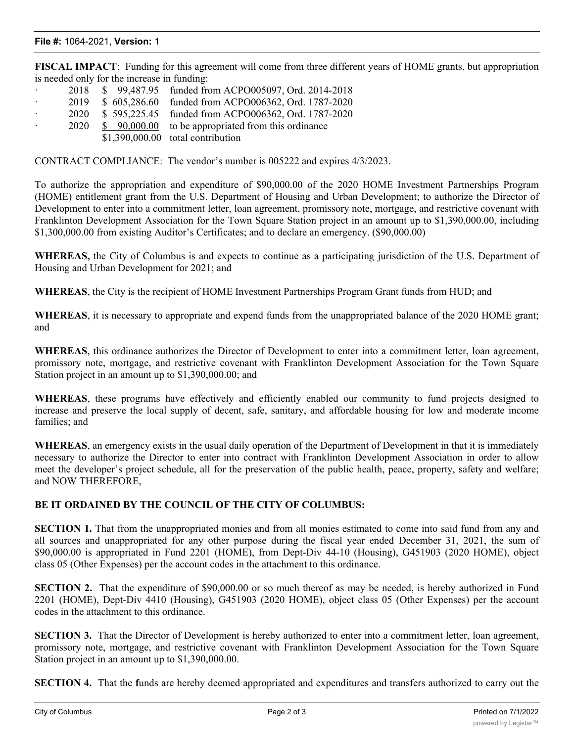**File #:** 1064-2021, **Version:** 1

**FISCAL IMPACT**: Funding for this agreement will come from three different years of HOME grants, but appropriation is needed only for the increase in funding:

- 2018 $ 99,487.95 funded from ACPO005097, Ord. 2014-2018
- 2019 $ 605,286.60 funded from ACPO006362, Ord. 1787-2020
- 2020 $ 595,225.45 funded from ACPO006362, Ord. 1787-2020
- 2020 $ 90,000.00 to be appropriated from this ordinance

$1,390,000.00 total contribution

CONTRACT COMPLIANCE: The vendor's number is 005222 and expires 4/3/2023.

To authorize the appropriation and expenditure of $90,000.00 of the 2020 HOME Investment Partnerships Program (HOME) entitlement grant from the U.S. Department of Housing and Urban Development; to authorize the Director of Development to enter into a commitment letter, loan agreement, promissory note, mortgage, and restrictive covenant with Franklinton Development Association for the Town Square Station project in an amount up to $1,390,000.00, including $1,300,000.00 from existing Auditor's Certificates; and to declare an emergency. ($90,000.00)

**WHEREAS,** the City of Columbus is and expects to continue as a participating jurisdiction of the U.S. Department of Housing and Urban Development for 2021; and

**WHEREAS**, the City is the recipient of HOME Investment Partnerships Program Grant funds from HUD; and

**WHEREAS**, it is necessary to appropriate and expend funds from the unappropriated balance of the 2020 HOME grant; and

**WHEREAS**, this ordinance authorizes the Director of Development to enter into a commitment letter, loan agreement, promissory note, mortgage, and restrictive covenant with Franklinton Development Association for the Town Square Station project in an amount up to $1,390,000.00; and

**WHEREAS**, these programs have effectively and efficiently enabled our community to fund projects designed to increase and preserve the local supply of decent, safe, sanitary, and affordable housing for low and moderate income families; and

**WHEREAS**, an emergency exists in the usual daily operation of the Department of Development in that it is immediately necessary to authorize the Director to enter into contract with Franklinton Development Association in order to allow meet the developer's project schedule, all for the preservation of the public health, peace, property, safety and welfare; and NOW THEREFORE,

**BE IT ORDAINED BY THE COUNCIL OF THE CITY OF COLUMBUS:**

**SECTION 1.** That from the unappropriated monies and from all monies estimated to come into said fund from any and all sources and unappropriated for any other purpose during the fiscal year ended December 31, 2021, the sum of $90,000.00 is appropriated in Fund 2201 (HOME), from Dept-Div 44-10 (Housing), G451903 (2020 HOME), object class 05 (Other Expenses) per the account codes in the attachment to this ordinance.

**SECTION 2.** That the expenditure of $90,000.00 or so much thereof as may be needed, is hereby authorized in Fund 2201 (HOME), Dept-Div 4410 (Housing), G451903 (2020 HOME), object class 05 (Other Expenses) per the account codes in the attachment to this ordinance.

**SECTION 3.** That the Director of Development is hereby authorized to enter into a commitment letter, loan agreement, promissory note, mortgage, and restrictive covenant with Franklinton Development Association for the Town Square Station project in an amount up to $1,390,000.00.

**SECTION 4.** That the **f**unds are hereby deemed appropriated and expenditures and transfers authorized to carry out the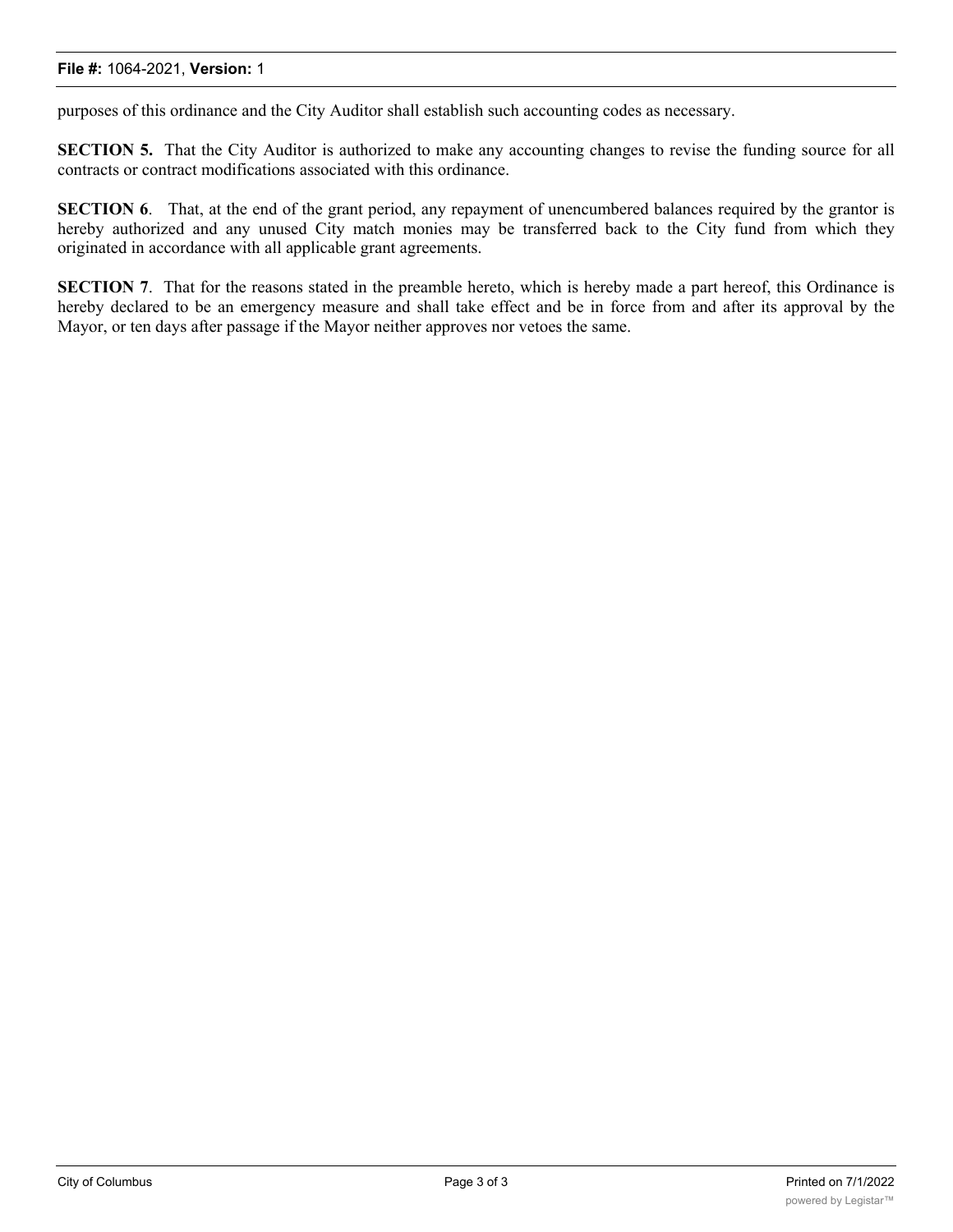purposes of this ordinance and the City Auditor shall establish such accounting codes as necessary.

**SECTION 5.** That the City Auditor is authorized to make any accounting changes to revise the funding source for all contracts or contract modifications associated with this ordinance.

**SECTION 6**. That, at the end of the grant period, any repayment of unencumbered balances required by the grantor is hereby authorized and any unused City match monies may be transferred back to the City fund from which they originated in accordance with all applicable grant agreements.

**SECTION 7**. That for the reasons stated in the preamble hereto, which is hereby made a part hereof, this Ordinance is hereby declared to be an emergency measure and shall take effect and be in force from and after its approval by the Mayor, or ten days after passage if the Mayor neither approves nor vetoes the same.